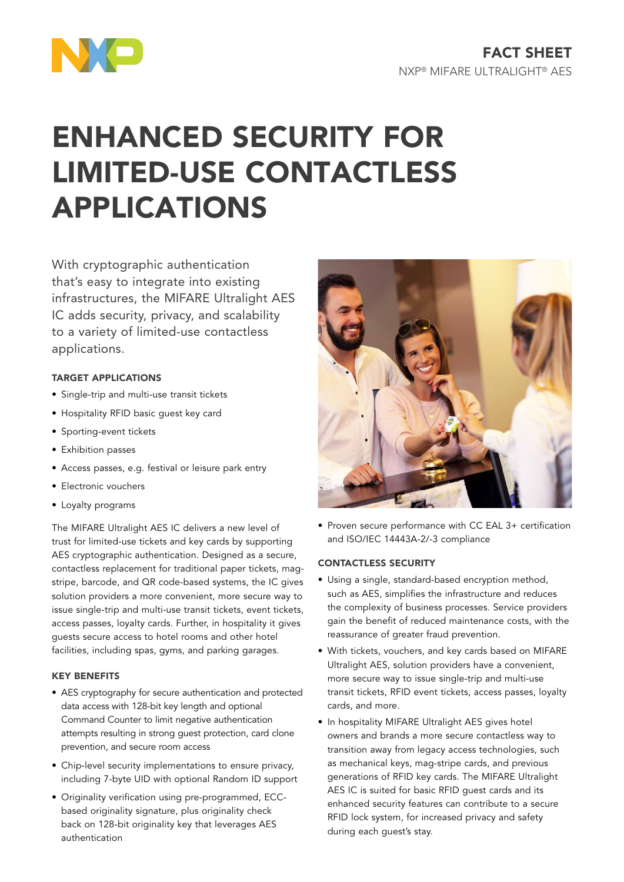FACT SHEET
NXP® MIFARE ULTRALIGHT® AES

# ENHANCED SECURITY FOR LIMITED-USE CONTACTLESS APPLICATIONS

With cryptographic authentication that's easy to integrate into existing infrastructures, the MIFARE Ultralight AES IC adds security, privacy, and scalability to a variety of limited-use contactless applications.

### TARGET APPLICATIONS

- Single-trip and multi-use transit tickets
- Hospitality RFID basic guest key card
- Sporting-event tickets
- Exhibition passes
- Access passes, e.g. festival or leisure park entry
- Electronic vouchers
- Loyalty programs

The MIFARE Ultralight AES IC delivers a new level of trust for limited-use tickets and key cards by supporting AES cryptographic authentication. Designed as a secure, contactless replacement for traditional paper tickets, mag-stripe, barcode, and QR code-based systems, the IC gives solution providers a more convenient, more secure way to issue single-trip and multi-use transit tickets, event tickets, access passes, loyalty cards. Further, in hospitality it gives guests secure access to hotel rooms and other hotel facilities, including spas, gyms, and parking garages.

### KEY BENEFITS

- AES cryptography for secure authentication and protected data access with 128-bit key length and optional Command Counter to limit negative authentication attempts resulting in strong guest protection, card clone prevention, and secure room access
- Chip-level security implementations to ensure privacy, including 7-byte UID with optional Random ID support
- Originality verification using pre-programmed, ECC-based originality signature, plus originality check back on 128-bit originality key that leverages AES authentication
- Proven secure performance with CC EAL 3+ certification and ISO/IEC 14443A-2/-3 compliance

### CONTACTLESS SECURITY

- Using a single, standard-based encryption method, such as AES, simplifies the infrastructure and reduces the complexity of business processes. Service providers gain the benefit of reduced maintenance costs, with the reassurance of greater fraud prevention.
- With tickets, vouchers, and key cards based on MIFARE Ultralight AES, solution providers have a convenient, more secure way to issue single-trip and multi-use transit tickets, RFID event tickets, access passes, loyalty cards, and more.
- In hospitality MIFARE Ultralight AES gives hotel owners and brands a more secure contactless way to transition away from legacy access technologies, such as mechanical keys, mag-stripe cards, and previous generations of RFID key cards. The MIFARE Ultralight AES IC is suited for basic RFID guest cards and its enhanced security features can contribute to a secure RFID lock system, for increased privacy and safety during each guest's stay.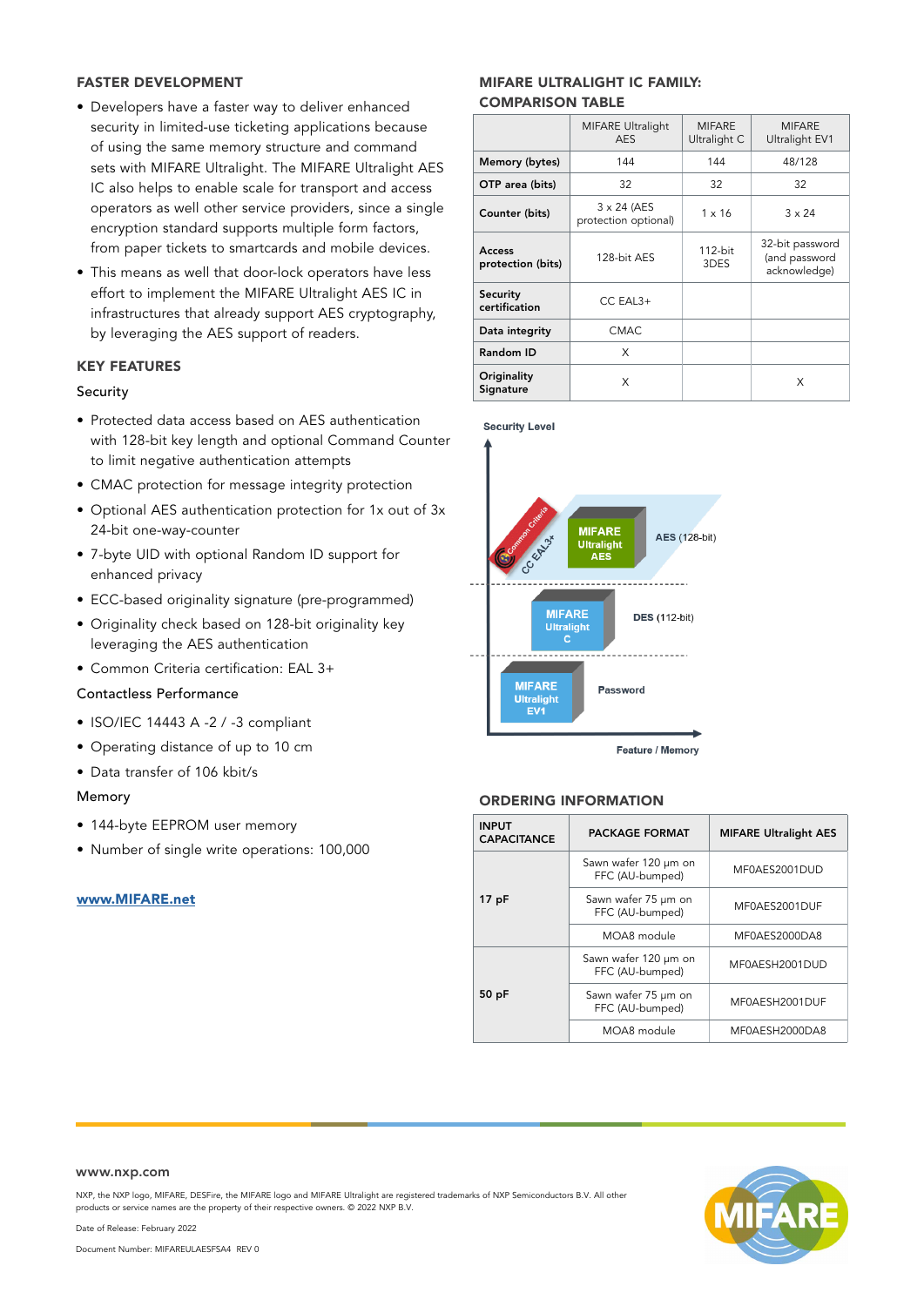## FASTER DEVELOPMENT

- Developers have a faster way to deliver enhanced security in limited-use ticketing applications because of using the same memory structure and command sets with MIFARE Ultralight. The MIFARE Ultralight AES IC also helps to enable scale for transport and access operators as well other service providers, since a single encryption standard supports multiple form factors, from paper tickets to smartcards and mobile devices.
- This means as well that door-lock operators have less effort to implement the MIFARE Ultralight AES IC in infrastructures that already support AES cryptography, by leveraging the AES support of readers.

## KEY FEATURES

### Security

- Protected data access based on AES authentication with 128-bit key length and optional Command Counter to limit negative authentication attempts
- CMAC protection for message integrity protection
- Optional AES authentication protection for 1x out of 3x 24-bit one-way-counter
- 7-byte UID with optional Random ID support for enhanced privacy
- ECC-based originality signature (pre-programmed)
- Originality check based on 128-bit originality key leveraging the AES authentication
- Common Criteria certification: EAL 3+

### Contactless Performance

- ISO/IEC 14443 A -2 / -3 compliant
- Operating distance of up to 10 cm
- Data transfer of 106 kbit/s

### Memory

- 144-byte EEPROM user memory
- Number of single write operations: 100,000

**www.MIFARE.net**

## MIFARE ULTRALIGHT IC FAMILY: COMPARISON TABLE

| | MIFARE Ultralight AES | MIFARE Ultralight C | MIFARE Ultralight EV1 |
|---|---|---|---|
| **Memory (bytes)** | 144 | 144 | 48/128 |
| **OTP area (bits)** | 32 | 32 | 32 |
| **Counter (bits)** | 3 x 24 (AES protection optional) | 1 x 16 | 3 x 24 |
| **Access protection (bits)** | 128-bit AES | 112-bit 3DES | 32-bit password (and password acknowledge) |
| **Security certification** | CC EAL3+ | | |
| **Data integrity** | CMAC | | |
| **Random ID** | X | | |
| **Originality Signature** | X | | X |

Security Level

Common Criteria CC EAL3+

MIFARE Ultralight AES — AES (128-bit)

MIFARE Ultralight C — DES (112-bit)

MIFARE Ultralight EV1 — Password

Feature / Memory

## ORDERING INFORMATION

| INPUT CAPACITANCE | PACKAGE FORMAT | MIFARE Ultralight AES |
|---|---|---|
| 17 pF | Sawn wafer 120 µm on FFC (AU-bumped) | MF0AES2001DUD |
| | Sawn wafer 75 µm on FFC (AU-bumped) | MF0AES2001DUF |
| | MOA8 module | MF0AES2000DA8 |
| 50 pF | Sawn wafer 120 µm on FFC (AU-bumped) | MF0AESH2001DUD |
| | Sawn wafer 75 µm on FFC (AU-bumped) | MF0AESH2001DUF |
| | MOA8 module | MF0AESH2000DA8 |

www.nxp.com

NXP, the NXP logo, MIFARE, DESFire, the MIFARE logo and MIFARE Ultralight are registered trademarks of NXP Semiconductors B.V. All other products or service names are the property of their respective owners. © 2022 NXP B.V.

Date of Release: February 2022

Document Number: MIFAREULAESFSA4 REV 0